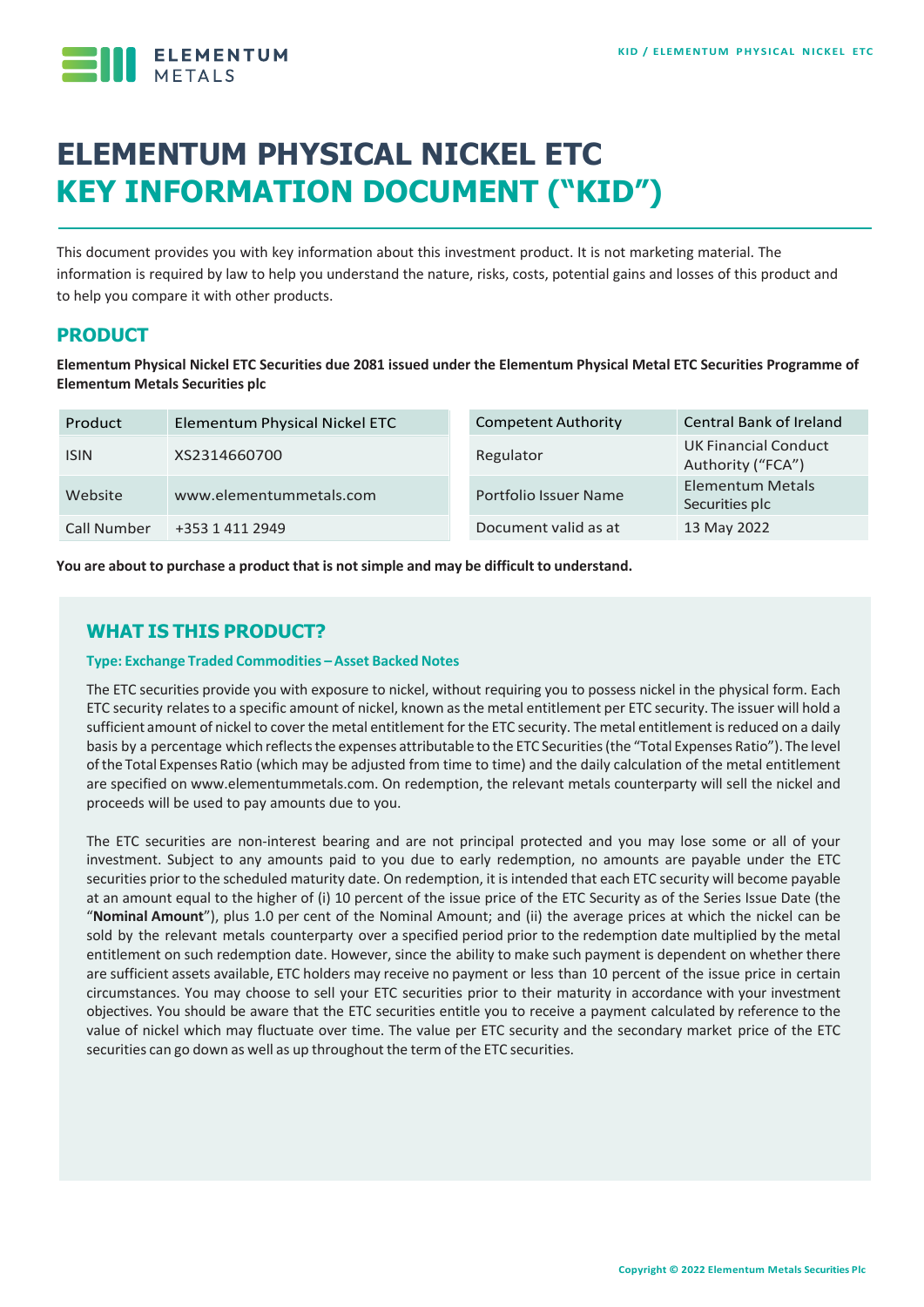# ELEMENTUM PHYSICAL NICKEL ETC
# KEY INFORMATION DOCUMENT ("KID")

This document provides you with key information about this investment product. It is not marketing material. The information is required by law to help you understand the nature, risks, costs, potential gains and losses of this product and to help you compare it with other products.

## PRODUCT

**Elementum Physical Nickel ETC Securities due 2081 issued under the Elementum Physical Metal ETC Securities Programme of Elementum Metals Securities plc**

| | | | |
|---|---|---|---|
| Product | Elementum Physical Nickel ETC | Competent Authority | Central Bank of Ireland |
| ISIN | XS2314660700 | Regulator | UK Financial Conduct Authority ("FCA") |
| Website | www.elementummetals.com | Portfolio Issuer Name | Elementum Metals Securities plc |
| Call Number | +353 1 411 2949 | Document valid as at | 13 May 2022 |

**You are about to purchase a product that is not simple and may be difficult to understand.**

## WHAT IS THIS PRODUCT?

### Type: Exchange Traded Commodities – Asset Backed Notes

The ETC securities provide you with exposure to nickel, without requiring you to possess nickel in the physical form. Each ETC security relates to a specific amount of nickel, known as the metal entitlement per ETC security. The issuer will hold a sufficient amount of nickel to cover the metal entitlement for the ETC security. The metal entitlement is reduced on a daily basis by a percentage which reflects the expenses attributable to the ETC Securities (the "Total Expenses Ratio"). The level of the Total Expenses Ratio (which may be adjusted from time to time) and the daily calculation of the metal entitlement are specified on www.elementummetals.com. On redemption, the relevant metals counterparty will sell the nickel and proceeds will be used to pay amounts due to you.

The ETC securities are non-interest bearing and are not principal protected and you may lose some or all of your investment. Subject to any amounts paid to you due to early redemption, no amounts are payable under the ETC securities prior to the scheduled maturity date. On redemption, it is intended that each ETC security will become payable at an amount equal to the higher of (i) 10 percent of the issue price of the ETC Security as of the Series Issue Date (the "**Nominal Amount**"), plus 1.0 per cent of the Nominal Amount; and (ii) the average prices at which the nickel can be sold by the relevant metals counterparty over a specified period prior to the redemption date multiplied by the metal entitlement on such redemption date. However, since the ability to make such payment is dependent on whether there are sufficient assets available, ETC holders may receive no payment or less than 10 percent of the issue price in certain circumstances. You may choose to sell your ETC securities prior to their maturity in accordance with your investment objectives. You should be aware that the ETC securities entitle you to receive a payment calculated by reference to the value of nickel which may fluctuate over time. The value per ETC security and the secondary market price of the ETC securities can go down as well as up throughout the term of the ETC securities.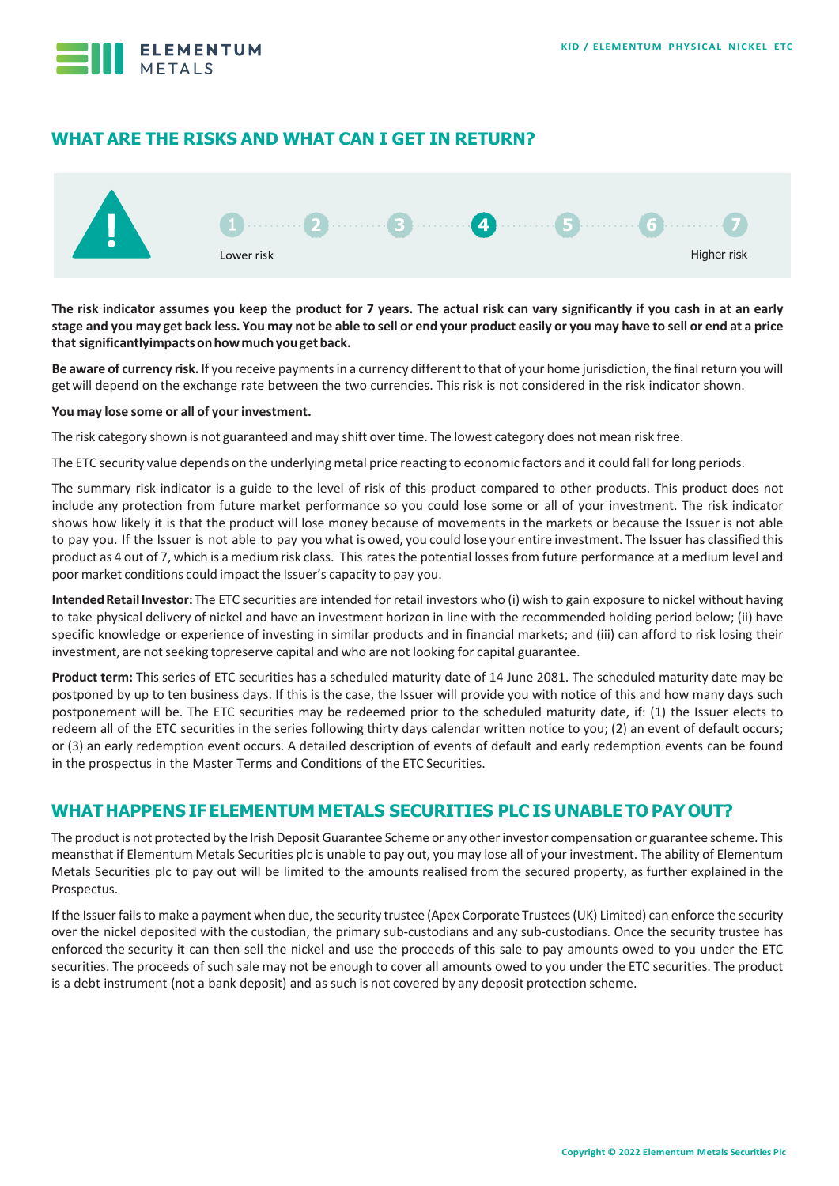## WHAT ARE THE RISKS AND WHAT CAN I GET IN RETURN?

1 2 3 **4** 5 6 7

Lower risk — Higher risk

**The risk indicator assumes you keep the product for 7 years. The actual risk can vary significantly if you cash in at an early stage and you may get back less. You may not be able to sell or end your product easily or you may have to sell or end at a price that significantlyimpacts onhowmuch youget back.**

**Be aware of currency risk.** If you receive payments in a currency different to that of your home jurisdiction, the final return you will get will depend on the exchange rate between the two currencies. This risk is not considered in the risk indicator shown.

**You may lose some or all of your investment.**

The risk category shown is not guaranteed and may shift over time. The lowest category does not mean risk free.

The ETC security value depends on the underlying metal price reacting to economic factors and it could fall for long periods.

The summary risk indicator is a guide to the level of risk of this product compared to other products. This product does not include any protection from future market performance so you could lose some or all of your investment. The risk indicator shows how likely it is that the product will lose money because of movements in the markets or because the Issuer is not able to pay you. If the Issuer is not able to pay you what is owed, you could lose your entire investment. The Issuer has classified this product as 4 out of 7, which is a medium risk class. This rates the potential losses from future performance at a medium level and poor market conditions could impact the Issuer's capacity to pay you.

**Intended Retail Investor:** The ETC securities are intended for retail investors who (i) wish to gain exposure to nickel without having to take physical delivery of nickel and have an investment horizon in line with the recommended holding period below; (ii) have specific knowledge or experience of investing in similar products and in financial markets; and (iii) can afford to risk losing their investment, are not seeking topreserve capital and who are not looking for capital guarantee.

**Product term:** This series of ETC securities has a scheduled maturity date of 14 June 2081. The scheduled maturity date may be postponed by up to ten business days. If this is the case, the Issuer will provide you with notice of this and how many days such postponement will be. The ETC securities may be redeemed prior to the scheduled maturity date, if: (1) the Issuer elects to redeem all of the ETC securities in the series following thirty days calendar written notice to you; (2) an event of default occurs; or (3) an early redemption event occurs. A detailed description of events of default and early redemption events can be found in the prospectus in the Master Terms and Conditions of the ETC Securities.

## WHAT HAPPENS IF ELEMENTUM METALS SECURITIES PLC IS UNABLE TO PAY OUT?

The product is not protected by the Irish Deposit Guarantee Scheme or any other investor compensation or guarantee scheme. This meansthat if Elementum Metals Securities plc is unable to pay out, you may lose all of your investment. The ability of Elementum Metals Securities plc to pay out will be limited to the amounts realised from the secured property, as further explained in the Prospectus.

If the Issuer fails to make a payment when due, the security trustee (Apex Corporate Trustees (UK) Limited) can enforce the security over the nickel deposited with the custodian, the primary sub-custodians and any sub-custodians. Once the security trustee has enforced the security it can then sell the nickel and use the proceeds of this sale to pay amounts owed to you under the ETC securities. The proceeds of such sale may not be enough to cover all amounts owed to you under the ETC securities. The product is a debt instrument (not a bank deposit) and as such is not covered by any deposit protection scheme.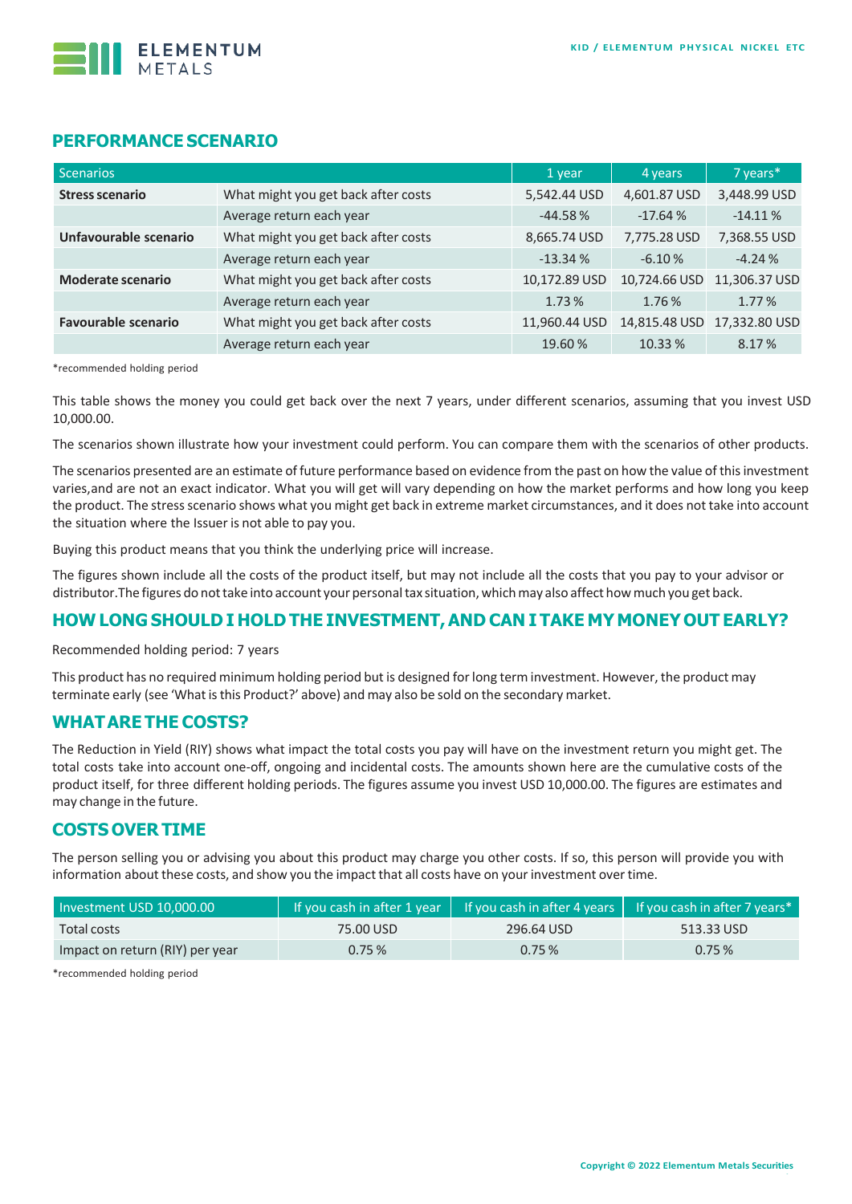## PERFORMANCE SCENARIO

| Scenarios | | 1 year | 4 years | 7 years* |
|---|---|---|---|---|
| **Stress scenario** | What might you get back after costs | 5,542.44 USD | 4,601.87 USD | 3,448.99 USD |
| | Average return each year | -44.58 % | -17.64 % | -14.11 % |
| **Unfavourable scenario** | What might you get back after costs | 8,665.74 USD | 7,775.28 USD | 7,368.55 USD |
| | Average return each year | -13.34 % | -6.10 % | -4.24 % |
| **Moderate scenario** | What might you get back after costs | 10,172.89 USD | 10,724.66 USD | 11,306.37 USD |
| | Average return each year | 1.73 % | 1.76 % | 1.77 % |
| **Favourable scenario** | What might you get back after costs | 11,960.44 USD | 14,815.48 USD | 17,332.80 USD |
| | Average return each year | 19.60 % | 10.33 % | 8.17 % |

*recommended holding period

This table shows the money you could get back over the next 7 years, under different scenarios, assuming that you invest USD 10,000.00.

The scenarios shown illustrate how your investment could perform. You can compare them with the scenarios of other products.

The scenarios presented are an estimate of future performance based on evidence from the past on how the value of this investment varies,and are not an exact indicator. What you will get will vary depending on how the market performs and how long you keep the product. The stress scenario shows what you might get back in extreme market circumstances, and it does not take into account the situation where the Issuer is not able to pay you.

Buying this product means that you think the underlying price will increase.

The figures shown include all the costs of the product itself, but may not include all the costs that you pay to your advisor or distributor.The figures do not take into account your personal tax situation, which may also affect how much you get back.

## HOW LONG SHOULD I HOLD THE INVESTMENT, AND CAN I TAKE MY MONEY OUT EARLY?

Recommended holding period: 7 years

This product has no required minimum holding period but is designed for long term investment. However, the product may terminate early (see 'What is this Product?' above) and may also be sold on the secondary market.

## WHAT ARE THE COSTS?

The Reduction in Yield (RIY) shows what impact the total costs you pay will have on the investment return you might get. The total costs take into account one-off, ongoing and incidental costs. The amounts shown here are the cumulative costs of the product itself, for three different holding periods. The figures assume you invest USD 10,000.00. The figures are estimates and may change in the future.

## COSTS OVER TIME

The person selling you or advising you about this product may charge you other costs. If so, this person will provide you with information about these costs, and show you the impact that all costs have on your investment over time.

| Investment USD 10,000.00 | If you cash in after 1 year | If you cash in after 4 years | If you cash in after 7 years* |
|---|---|---|---|
| Total costs | 75.00 USD | 296.64 USD | 513.33 USD |
| Impact on return (RIY) per year | 0.75 % | 0.75 % | 0.75 % |

*recommended holding period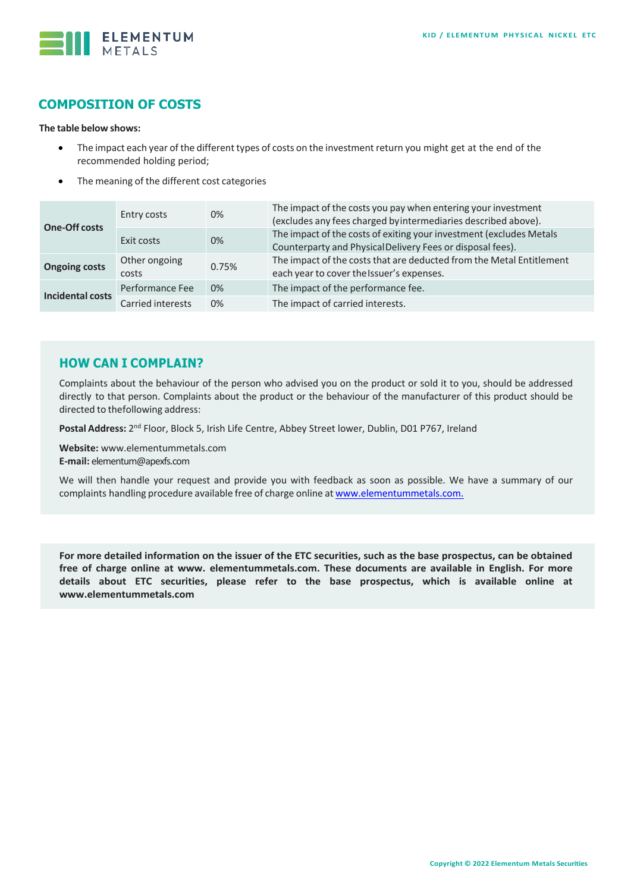## COMPOSITION OF COSTS

**The table below shows:**

- The impact each year of the different types of costs on the investment return you might get at the end of the recommended holding period;
- The meaning of the different cost categories

| | | | |
|---|---|---|---|
| **One-Off costs** | Entry costs | 0% | The impact of the costs you pay when entering your investment (excludes any fees charged by intermediaries described above). |
| | Exit costs | 0% | The impact of the costs of exiting your investment (excludes Metals Counterparty and Physical Delivery Fees or disposal fees). |
| **Ongoing costs** | Other ongoing costs | 0.75% | The impact of the costs that are deducted from the Metal Entitlement each year to cover the Issuer's expenses. |
| **Incidental costs** | Performance Fee | 0% | The impact of the performance fee. |
| | Carried interests | 0% | The impact of carried interests. |

## HOW CAN I COMPLAIN?

Complaints about the behaviour of the person who advised you on the product or sold it to you, should be addressed directly to that person. Complaints about the product or the behaviour of the manufacturer of this product should be directed to the following address:

**Postal Address:** 2nd Floor, Block 5, Irish Life Centre, Abbey Street lower, Dublin, D01 P767, Ireland

**Website:** www.elementummetals.com
**E-mail:** elementum@apexfs.com

We will then handle your request and provide you with feedback as soon as possible. We have a summary of our complaints handling procedure available free of charge online at www.elementummetals.com.

**For more detailed information on the issuer of the ETC securities, such as the base prospectus, can be obtained free of charge online at www. elementummetals.com. These documents are available in English. For more details about ETC securities, please refer to the base prospectus, which is available online at www.elementummetals.com**